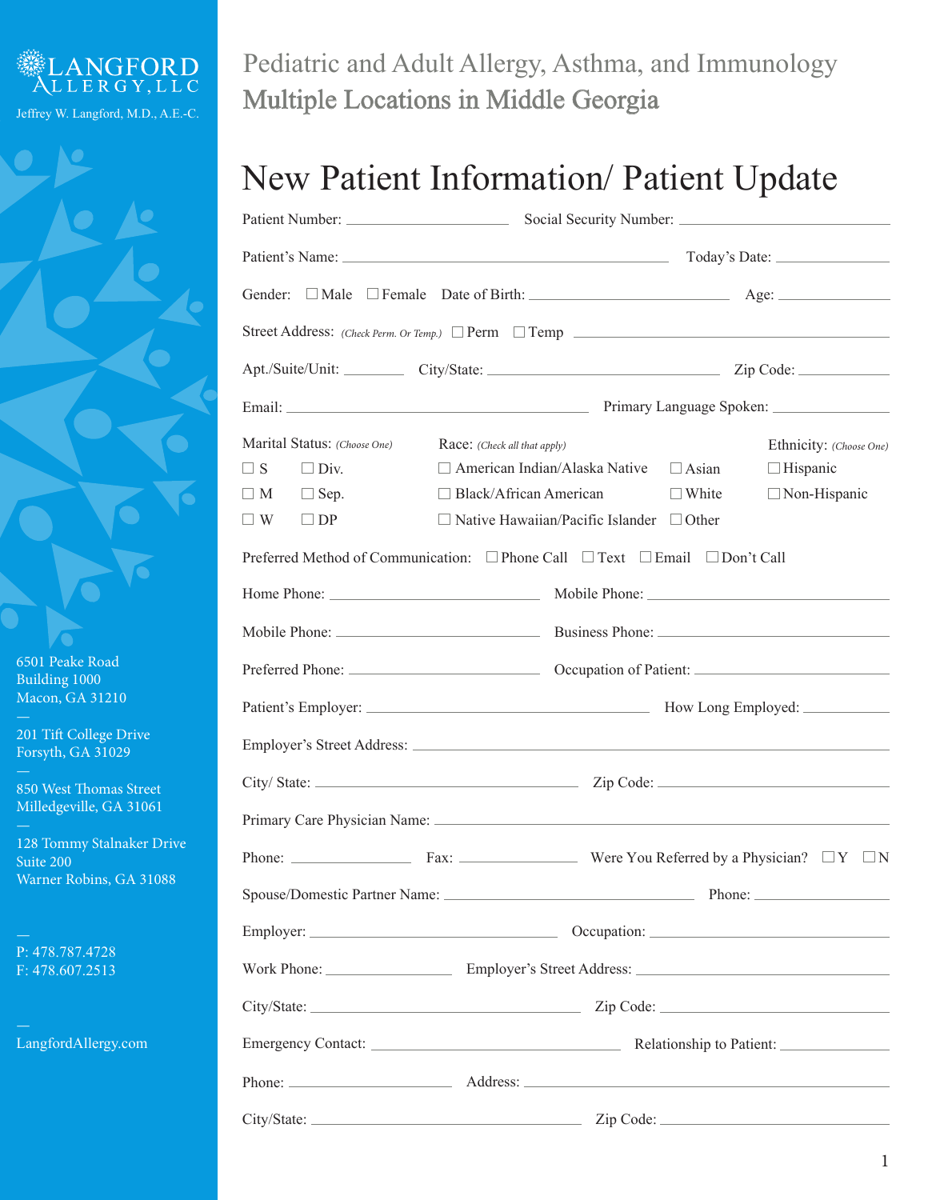LANGFORD ALLERGY, LLC

Jeffrey W. Langford, M.D., A.E.-C.

Pediatric and Adult Allergy, Asthma, and Immunology
Multiple Locations in Middle Georgia

# New Patient Information/ Patient Update

Patient Number: ____________________ Social Security Number: ____________________

Patient's Name: ________________________________________ Today's Date: ______________

Gender: ☐ Male ☐ Female Date of Birth: ______________________ Age: ______________

Street Address: *(Check Perm. Or Temp.)* ☐ Perm ☐ Temp ________________________________________

Apt./Suite/Unit: ________ City/State: ____________________________ Zip Code: ____________

Email: ____________________________________ Primary Language Spoken: ______________

Marital Status: *(Choose One)*
☐ S ☐ Div.
☐ M ☐ Sep.
☐ W ☐ DP

Race: *(Check all that apply)*
☐ American Indian/Alaska Native ☐ Asian
☐ Black/African American ☐ White
☐ Native Hawaiian/Pacific Islander ☐ Other

Ethnicity: *(Choose One)*
☐ Hispanic
☐ Non-Hispanic

Preferred Method of Communication: ☐ Phone Call ☐ Text ☐ Email ☐ Don't Call

Home Phone: __________________________ Mobile Phone: ______________________________

Mobile Phone: __________________________ Business Phone: ____________________________

Preferred Phone: ________________________ Occupation of Patient: ________________________

Patient's Employer: ____________________________________ How Long Employed: ___________

Employer's Street Address: ______________________________________________________

City/ State: ________________________________ Zip Code: ______________________________

Primary Care Physician Name: ____________________________________________________

Phone: ______________ Fax: ______________ Were You Referred by a Physician? ☐ Y ☐ N

Spouse/Domestic Partner Name: ______________________________ Phone: ______________

Employer: ______________________________ Occupation: ______________________________

Work Phone: ______________ Employer's Street Address: ______________________________

City/State: ________________________________ Zip Code: ______________________________

Emergency Contact: ______________________________ Relationship to Patient: ______________

Phone: ____________________ Address: ________________________________________________

City/State: ________________________________ Zip Code: ______________________________

6501 Peake Road
Building 1000
Macon, GA 31210

201 Tift College Drive
Forsyth, GA 31029

850 West Thomas Street
Milledgeville, GA 31061

128 Tommy Stalnaker Drive
Suite 200
Warner Robins, GA 31088

P: 478.787.4728
F: 478.607.2513

LangfordAllergy.com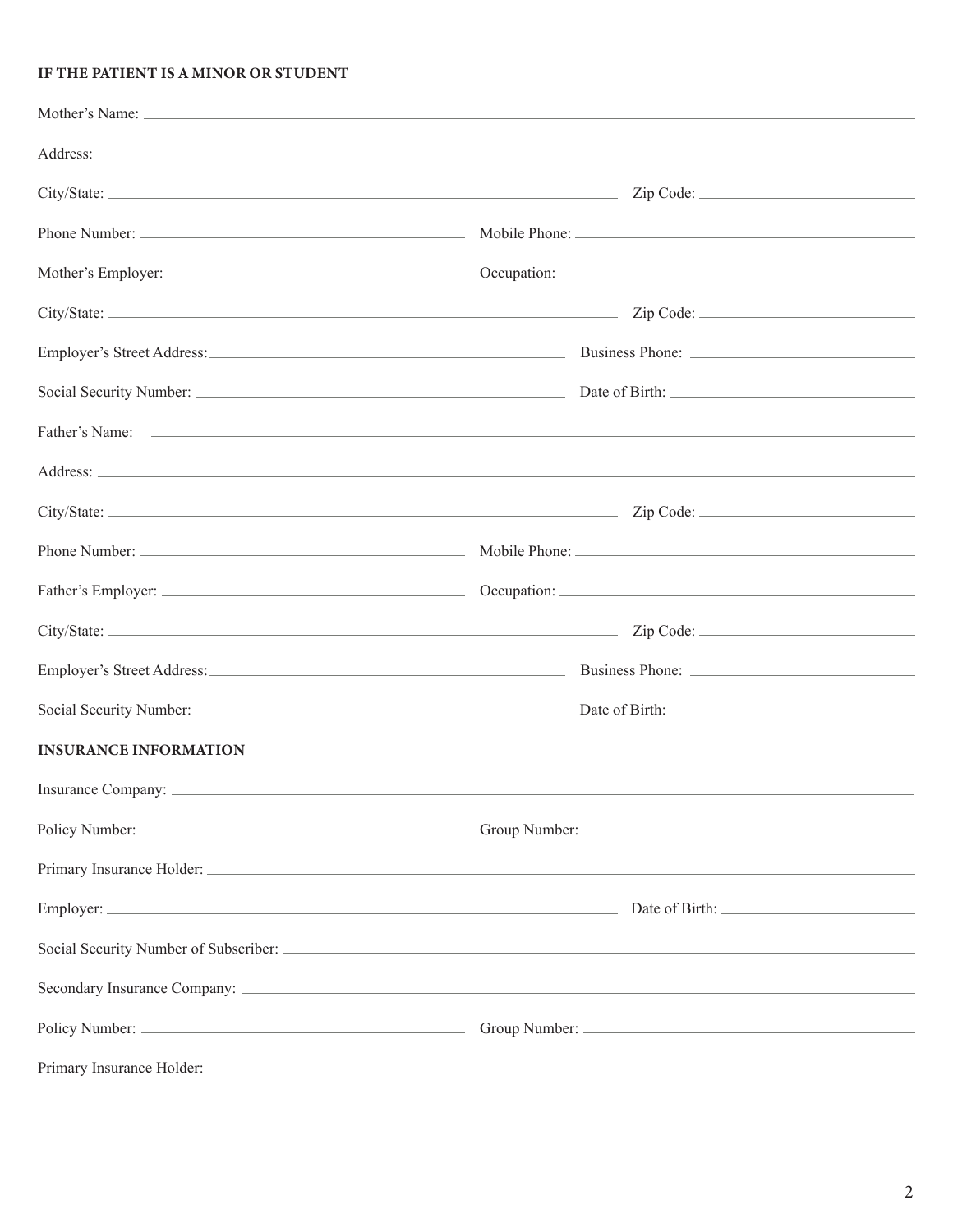**IF THE PATIENT IS A MINOR OR STUDENT**

Mother's Name: \_\_\_\_\_\_\_\_\_\_\_\_\_\_\_\_\_\_\_\_\_\_\_\_\_\_\_\_\_\_

Address: \_\_\_\_\_\_\_\_\_\_\_\_\_\_\_\_\_\_\_\_\_\_\_\_\_\_\_\_\_\_

City/State: \_\_\_\_\_\_\_\_\_\_\_\_\_\_\_\_ Zip Code: \_\_\_\_\_\_\_\_\_\_

Phone Number: \_\_\_\_\_\_\_\_\_\_\_\_\_\_\_\_ Mobile Phone: \_\_\_\_\_\_\_\_\_\_

Mother's Employer: \_\_\_\_\_\_\_\_\_\_\_\_\_\_\_\_ Occupation: \_\_\_\_\_\_\_\_\_\_

City/State: \_\_\_\_\_\_\_\_\_\_\_\_\_\_\_\_ Zip Code: \_\_\_\_\_\_\_\_\_\_

Employer's Street Address: \_\_\_\_\_\_\_\_\_\_\_\_\_\_\_\_ Business Phone: \_\_\_\_\_\_\_\_\_\_

Social Security Number: \_\_\_\_\_\_\_\_\_\_\_\_\_\_\_\_ Date of Birth: \_\_\_\_\_\_\_\_\_\_

Father's Name: \_\_\_\_\_\_\_\_\_\_\_\_\_\_\_\_\_\_\_\_\_\_\_\_\_\_\_\_\_\_

Address: \_\_\_\_\_\_\_\_\_\_\_\_\_\_\_\_\_\_\_\_\_\_\_\_\_\_\_\_\_\_

City/State: \_\_\_\_\_\_\_\_\_\_\_\_\_\_\_\_ Zip Code: \_\_\_\_\_\_\_\_\_\_

Phone Number: \_\_\_\_\_\_\_\_\_\_\_\_\_\_\_\_ Mobile Phone: \_\_\_\_\_\_\_\_\_\_

Father's Employer: \_\_\_\_\_\_\_\_\_\_\_\_\_\_\_\_ Occupation: \_\_\_\_\_\_\_\_\_\_

City/State: \_\_\_\_\_\_\_\_\_\_\_\_\_\_\_\_ Zip Code: \_\_\_\_\_\_\_\_\_\_

Employer's Street Address: \_\_\_\_\_\_\_\_\_\_\_\_\_\_\_\_ Business Phone: \_\_\_\_\_\_\_\_\_\_

Social Security Number: \_\_\_\_\_\_\_\_\_\_\_\_\_\_\_\_ Date of Birth: \_\_\_\_\_\_\_\_\_\_

**INSURANCE INFORMATION**

Insurance Company: \_\_\_\_\_\_\_\_\_\_\_\_\_\_\_\_\_\_\_\_\_\_\_\_\_\_\_\_\_\_

Policy Number: \_\_\_\_\_\_\_\_\_\_\_\_\_\_\_\_ Group Number: \_\_\_\_\_\_\_\_\_\_

Primary Insurance Holder: \_\_\_\_\_\_\_\_\_\_\_\_\_\_\_\_\_\_\_\_\_\_\_\_\_\_\_\_\_\_

Employer: \_\_\_\_\_\_\_\_\_\_\_\_\_\_\_\_ Date of Birth: \_\_\_\_\_\_\_\_\_\_

Social Security Number of Subscriber: \_\_\_\_\_\_\_\_\_\_\_\_\_\_\_\_\_\_\_\_\_\_\_\_\_\_\_\_\_\_

Secondary Insurance Company: \_\_\_\_\_\_\_\_\_\_\_\_\_\_\_\_\_\_\_\_\_\_\_\_\_\_\_\_\_\_

Policy Number: \_\_\_\_\_\_\_\_\_\_\_\_\_\_\_\_ Group Number: \_\_\_\_\_\_\_\_\_\_

Primary Insurance Holder: \_\_\_\_\_\_\_\_\_\_\_\_\_\_\_\_\_\_\_\_\_\_\_\_\_\_\_\_\_\_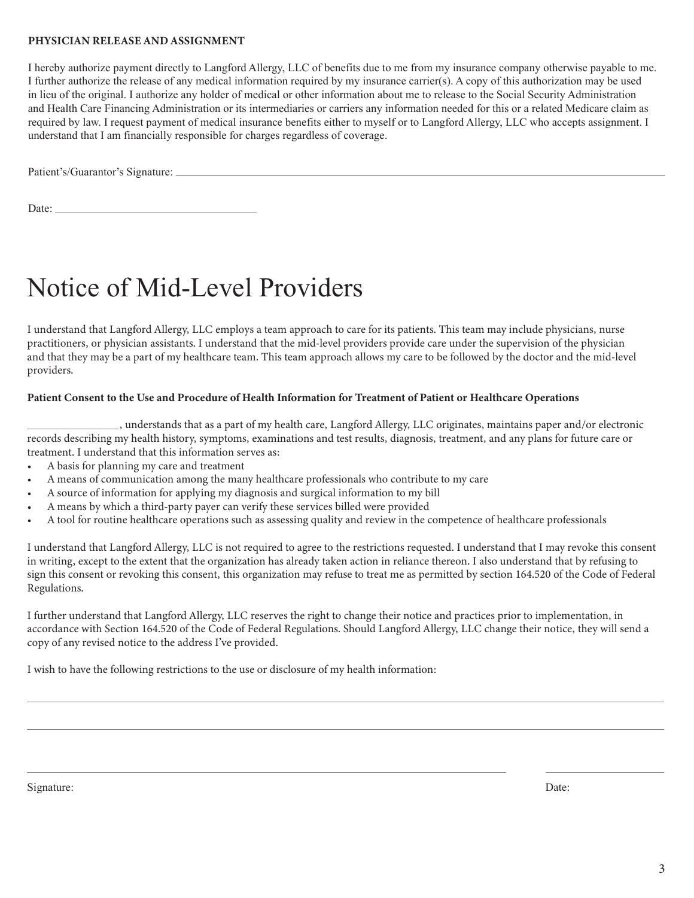**PHYSICIAN RELEASE AND ASSIGNMENT**

I hereby authorize payment directly to Langford Allergy, LLC of benefits due to me from my insurance company otherwise payable to me. I further authorize the release of any medical information required by my insurance carrier(s). A copy of this authorization may be used in lieu of the original. I authorize any holder of medical or other information about me to release to the Social Security Administration and Health Care Financing Administration or its intermediaries or carriers any information needed for this or a related Medicare claim as required by law. I request payment of medical insurance benefits either to myself or to Langford Allergy, LLC who accepts assignment. I understand that I am financially responsible for charges regardless of coverage.

Patient's/Guarantor's Signature: ______________________________________________

Date: ______________________

# Notice of Mid-Level Providers

I understand that Langford Allergy, LLC employs a team approach to care for its patients. This team may include physicians, nurse practitioners, or physician assistants. I understand that the mid-level providers provide care under the supervision of the physician and that they may be a part of my healthcare team. This team approach allows my care to be followed by the doctor and the mid-level providers.

**Patient Consent to the Use and Procedure of Health Information for Treatment of Patient or Healthcare Operations**

________________, understands that as a part of my health care, Langford Allergy, LLC originates, maintains paper and/or electronic records describing my health history, symptoms, examinations and test results, diagnosis, treatment, and any plans for future care or treatment. I understand that this information serves as:

- A basis for planning my care and treatment
- A means of communication among the many healthcare professionals who contribute to my care
- A source of information for applying my diagnosis and surgical information to my bill
- A means by which a third-party payer can verify these services billed were provided
- A tool for routine healthcare operations such as assessing quality and review in the competence of healthcare professionals

I understand that Langford Allergy, LLC is not required to agree to the restrictions requested. I understand that I may revoke this consent in writing, except to the extent that the organization has already taken action in reliance thereon. I also understand that by refusing to sign this consent or revoking this consent, this organization may refuse to treat me as permitted by section 164.520 of the Code of Federal Regulations.

I further understand that Langford Allergy, LLC reserves the right to change their notice and practices prior to implementation, in accordance with Section 164.520 of the Code of Federal Regulations. Should Langford Allergy, LLC change their notice, they will send a copy of any revised notice to the address I've provided.

I wish to have the following restrictions to the use or disclosure of my health information:

______________________________________________________________________________

______________________________________________________________________________

______________________________________________________ ______________

Signature: Date: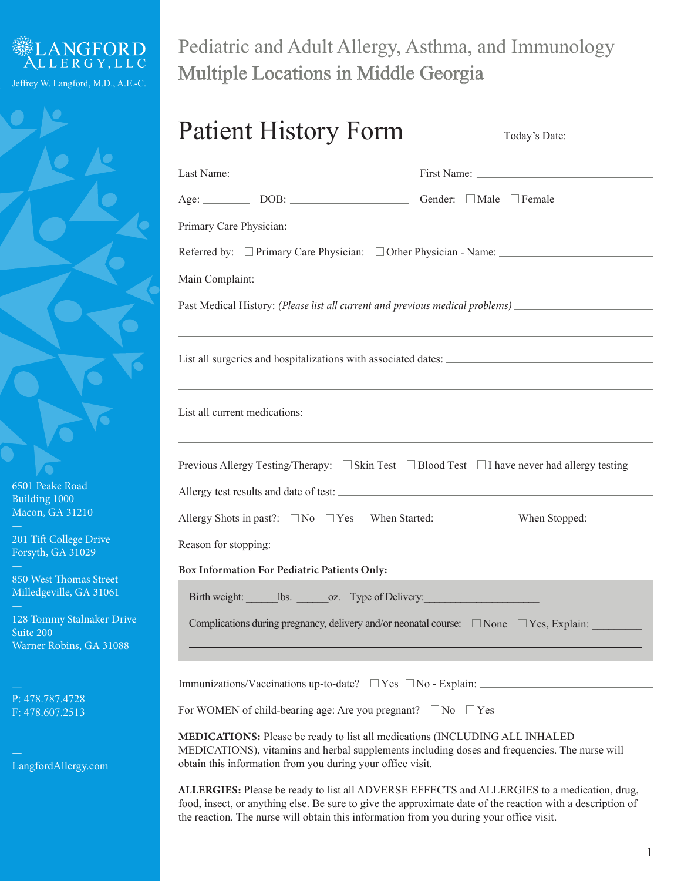LANGFORD ALLERGY, LLC

Jeffrey W. Langford, M.D., A.E.-C.

6501 Peake Road
Building 1000
Macon, GA 31210

201 Tift College Drive
Forsyth, GA 31029

850 West Thomas Street
Milledgeville, GA 31061

128 Tommy Stalnaker Drive
Suite 200
Warner Robins, GA 31088

P: 478.787.4728
F: 478.607.2513

LangfordAllergy.com

Pediatric and Adult Allergy, Asthma, and Immunology
Multiple Locations in Middle Georgia

# Patient History Form

Today's Date: ______________

Last Name: ______________________________ First Name: ______________________________

Age: ________ DOB: ____________________ Gender: ☐ Male ☐ Female

Primary Care Physician: ______________________________________________

Referred by: ☐ Primary Care Physician: ☐ Other Physician - Name: ______________________

Main Complaint: ______________________________________________

Past Medical History: *(Please list all current and previous medical problems)* ______________________

______________________________________________

List all surgeries and hospitalizations with associated dates: ______________________

______________________________________________

List all current medications: ______________________________________________

______________________________________________

Previous Allergy Testing/Therapy: ☐ Skin Test ☐ Blood Test ☐ I have never had allergy testing

Allergy test results and date of test: ______________________________________________

Allergy Shots in past?: ☐ No ☐ Yes When Started: ____________ When Stopped: ___________

Reason for stopping: ______________________________________________

**Box Information For Pediatric Patients Only:**

Birth weight: ______lbs. ______oz. Type of Delivery:_____________________

Complications during pregnancy, delivery and/or neonatal course: ☐ None ☐ Yes, Explain: _________

______________________________________________

Immunizations/Vaccinations up-to-date? ☐ Yes ☐ No - Explain: ______________________

For WOMEN of child-bearing age: Are you pregnant? ☐ No ☐ Yes

**MEDICATIONS:** Please be ready to list all medications (INCLUDING ALL INHALED MEDICATIONS), vitamins and herbal supplements including doses and frequencies. The nurse will obtain this information from you during your office visit.

**ALLERGIES:** Please be ready to list all ADVERSE EFFECTS and ALLERGIES to a medication, drug, food, insect, or anything else. Be sure to give the approximate date of the reaction with a description of the reaction. The nurse will obtain this information from you during your office visit.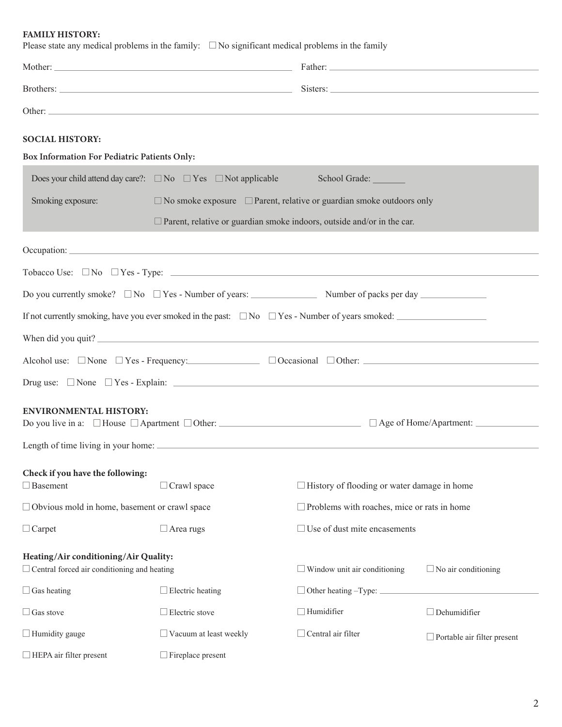**FAMILY HISTORY:**

Please state any medical problems in the family: ☐ No significant medical problems in the family

Mother: ______________________________ Father: ______________________________

Brothers: ______________________________ Sisters: ______________________________

Other: ____________________________________________________________

**SOCIAL HISTORY:**

**Box Information For Pediatric Patients Only:**

Does your child attend day care?: ☐ No ☐ Yes ☐ Not applicable School Grade: _______

Smoking exposure: ☐ No smoke exposure ☐ Parent, relative or guardian smoke outdoors only

☐ Parent, relative or guardian smoke indoors, outside and/or in the car.

Occupation: ____________________________________________________________

Tobacco Use: ☐ No ☐ Yes - Type: ______________________________

Do you currently smoke? ☐ No ☐ Yes - Number of years: ______________ Number of packs per day ______________

If not currently smoking, have you ever smoked in the past: ☐ No ☐ Yes - Number of years smoked: ______________

When did you quit? ____________________________________________________________

Alcohol use: ☐ None ☐ Yes - Frequency: ______________ ☐ Occasional ☐ Other: ______________

Drug use: ☐ None ☐ Yes - Explain: ______________________________

**ENVIRONMENTAL HISTORY:**

Do you live in a: ☐ House ☐ Apartment ☐ Other: ______________ ☐ Age of Home/Apartment: ______________

Length of time living in your home: ______________________________

**Check if you have the following:**

☐ Basement ☐ Crawl space ☐ History of flooding or water damage in home

☐ Obvious mold in home, basement or crawl space ☐ Problems with roaches, mice or rats in home

☐ Carpet ☐ Area rugs ☐ Use of dust mite encasements

**Heating/Air conditioning/Air Quality:**

☐ Central forced air conditioning and heating ☐ Window unit air conditioning ☐ No air conditioning

☐ Gas heating ☐ Electric heating ☐ Other heating –Type: ______________

☐ Gas stove ☐ Electric stove ☐ Humidifier ☐ Dehumidifier

☐ Humidity gauge ☐ Vacuum at least weekly ☐ Central air filter ☐ Portable air filter present

☐ HEPA air filter present ☐ Fireplace present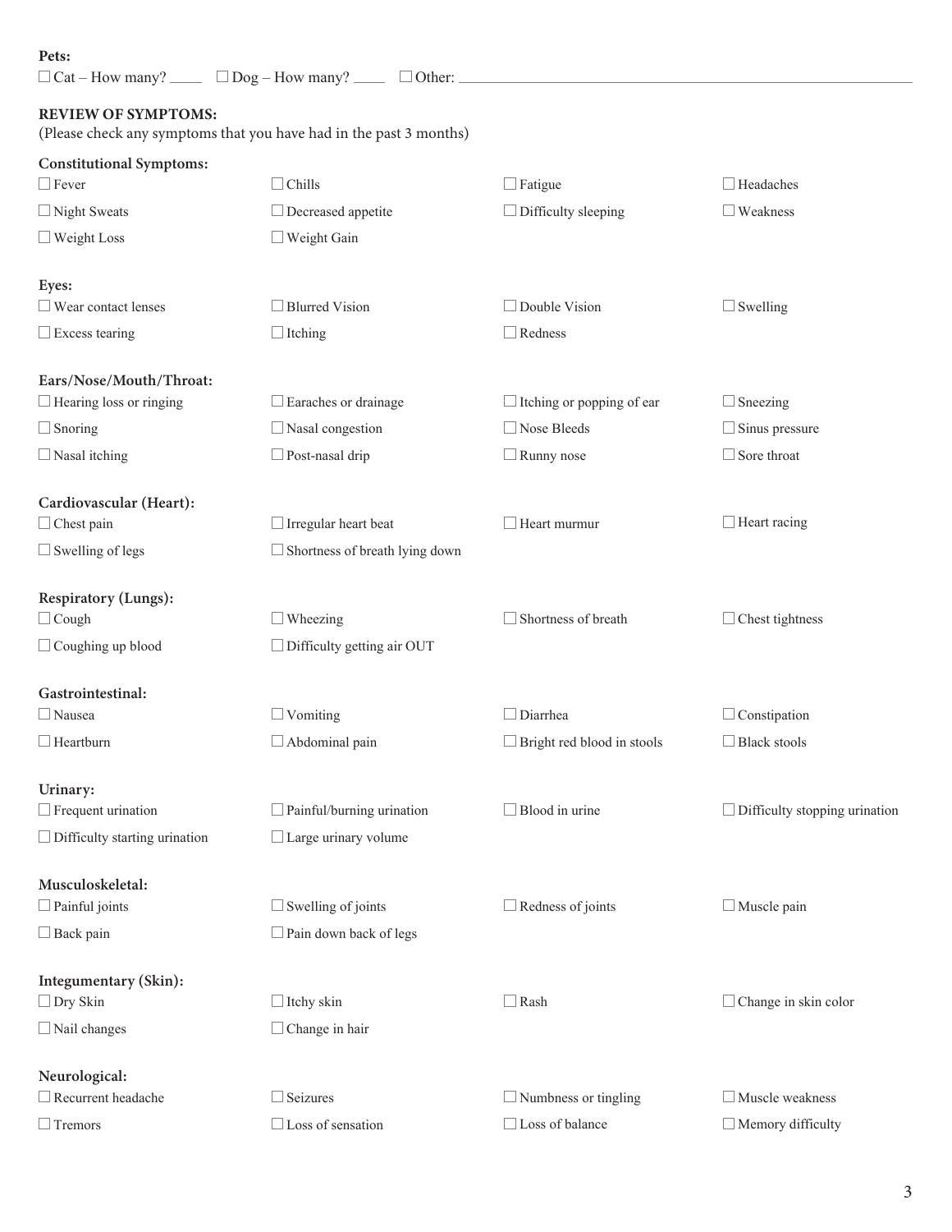**Pets:**

☐ Cat – How many? ____ ☐ Dog – How many? ____ ☐ Other: ______________________________

**REVIEW OF SYMPTOMS:**

(Please check any symptoms that you have had in the past 3 months)

**Constitutional Symptoms:**

| | | | |
|---|---|---|---|
| ☐ Fever | ☐ Chills | ☐ Fatigue | ☐ Headaches |
| ☐ Night Sweats | ☐ Decreased appetite | ☐ Difficulty sleeping | ☐ Weakness |
| ☐ Weight Loss | ☐ Weight Gain | | |

**Eyes:**

| | | | |
|---|---|---|---|
| ☐ Wear contact lenses | ☐ Blurred Vision | ☐ Double Vision | ☐ Swelling |
| ☐ Excess tearing | ☐ Itching | ☐ Redness | |

**Ears/Nose/Mouth/Throat:**

| | | | |
|---|---|---|---|
| ☐ Hearing loss or ringing | ☐ Earaches or drainage | ☐ Itching or popping of ear | ☐ Sneezing |
| ☐ Snoring | ☐ Nasal congestion | ☐ Nose Bleeds | ☐ Sinus pressure |
| ☐ Nasal itching | ☐ Post-nasal drip | ☐ Runny nose | ☐ Sore throat |

**Cardiovascular (Heart):**

| | | | |
|---|---|---|---|
| ☐ Chest pain | ☐ Irregular heart beat | ☐ Heart murmur | ☐ Heart racing |
| ☐ Swelling of legs | ☐ Shortness of breath lying down | | |

**Respiratory (Lungs):**

| | | | |
|---|---|---|---|
| ☐ Cough | ☐ Wheezing | ☐ Shortness of breath | ☐ Chest tightness |
| ☐ Coughing up blood | ☐ Difficulty getting air OUT | | |

**Gastrointestinal:**

| | | | |
|---|---|---|---|
| ☐ Nausea | ☐ Vomiting | ☐ Diarrhea | ☐ Constipation |
| ☐ Heartburn | ☐ Abdominal pain | ☐ Bright red blood in stools | ☐ Black stools |

**Urinary:**

| | | | |
|---|---|---|---|
| ☐ Frequent urination | ☐ Painful/burning urination | ☐ Blood in urine | ☐ Difficulty stopping urination |
| ☐ Difficulty starting urination | ☐ Large urinary volume | | |

**Musculoskeletal:**

| | | | |
|---|---|---|---|
| ☐ Painful joints | ☐ Swelling of joints | ☐ Redness of joints | ☐ Muscle pain |
| ☐ Back pain | ☐ Pain down back of legs | | |

**Integumentary (Skin):**

| | | | |
|---|---|---|---|
| ☐ Dry Skin | ☐ Itchy skin | ☐ Rash | ☐ Change in skin color |
| ☐ Nail changes | ☐ Change in hair | | |

**Neurological:**

| | | | |
|---|---|---|---|
| ☐ Recurrent headache | ☐ Seizures | ☐ Numbness or tingling | ☐ Muscle weakness |
| ☐ Tremors | ☐ Loss of sensation | ☐ Loss of balance | ☐ Memory difficulty |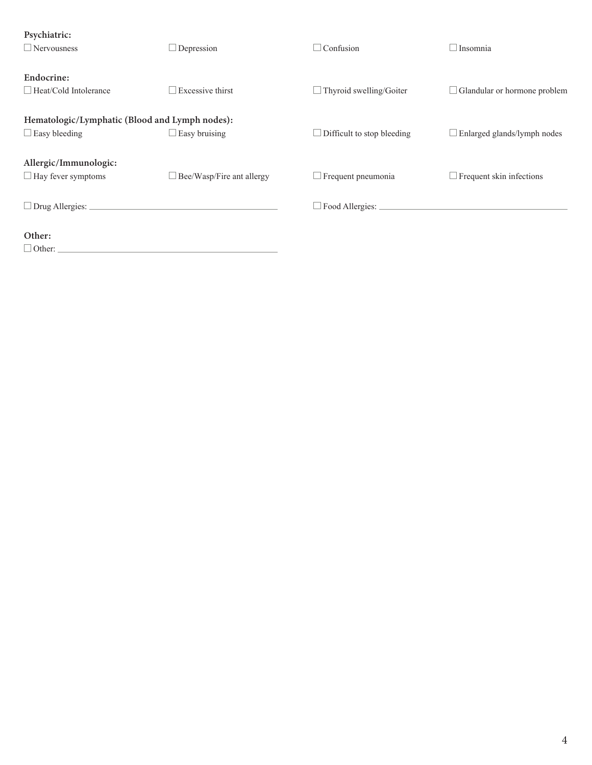**Psychiatric:**

- ☐ Nervousness
- ☐ Depression
- ☐ Confusion
- ☐ Insomnia

**Endocrine:**

- ☐ Heat/Cold Intolerance
- ☐ Excessive thirst
- ☐ Thyroid swelling/Goiter
- ☐ Glandular or hormone problem

**Hematologic/Lymphatic (Blood and Lymph nodes):**

- ☐ Easy bleeding
- ☐ Easy bruising
- ☐ Difficult to stop bleeding
- ☐ Enlarged glands/lymph nodes

**Allergic/Immunologic:**

- ☐ Hay fever symptoms
- ☐ Bee/Wasp/Fire ant allergy
- ☐ Frequent pneumonia
- ☐ Frequent skin infections
- ☐ Drug Allergies: ________________________________
- ☐ Food Allergies: ________________________________

**Other:**

- ☐ Other: ________________________________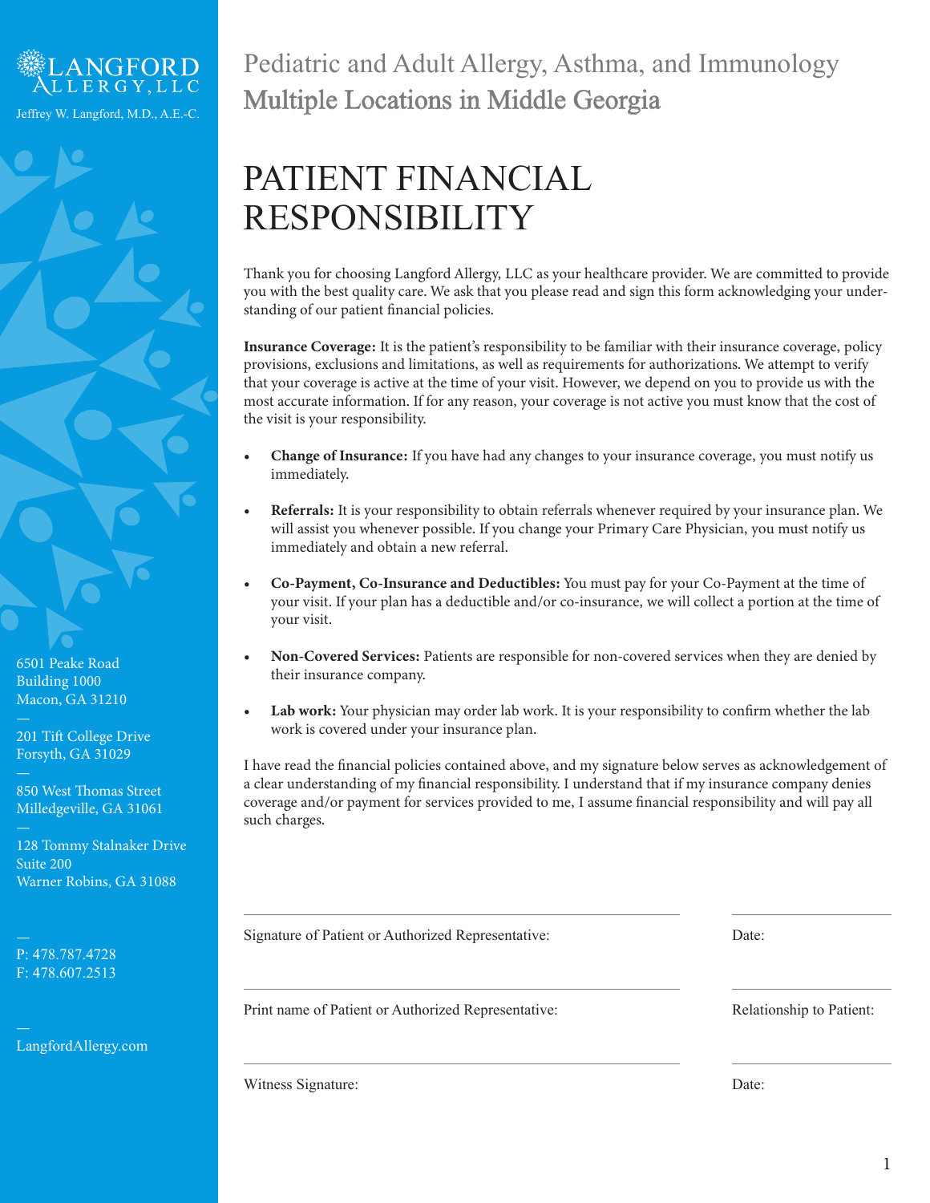LANGFORD ALLERGY, LLC

Jeffrey W. Langford, M.D., A.E.-C.

6501 Peake Road
Building 1000
Macon, GA 31210

201 Tift College Drive
Forsyth, GA 31029

850 West Thomas Street
Milledgeville, GA 31061

128 Tommy Stalnaker Drive
Suite 200
Warner Robins, GA 31088

P: 478.787.4728
F: 478.607.2513

LangfordAllergy.com

Pediatric and Adult Allergy, Asthma, and Immunology
Multiple Locations in Middle Georgia

# PATIENT FINANCIAL RESPONSIBILITY

Thank you for choosing Langford Allergy, LLC as your healthcare provider. We are committed to provide you with the best quality care. We ask that you please read and sign this form acknowledging your understanding of our patient financial policies.

**Insurance Coverage:** It is the patient's responsibility to be familiar with their insurance coverage, policy provisions, exclusions and limitations, as well as requirements for authorizations. We attempt to verify that your coverage is active at the time of your visit. However, we depend on you to provide us with the most accurate information. If for any reason, your coverage is not active you must know that the cost of the visit is your responsibility.

- **Change of Insurance:** If you have had any changes to your insurance coverage, you must notify us immediately.
- **Referrals:** It is your responsibility to obtain referrals whenever required by your insurance plan. We will assist you whenever possible. If you change your Primary Care Physician, you must notify us immediately and obtain a new referral.
- **Co-Payment, Co-Insurance and Deductibles:** You must pay for your Co-Payment at the time of your visit. If your plan has a deductible and/or co-insurance, we will collect a portion at the time of your visit.
- **Non-Covered Services:** Patients are responsible for non-covered services when they are denied by their insurance company.
- **Lab work:** Your physician may order lab work. It is your responsibility to confirm whether the lab work is covered under your insurance plan.

I have read the financial policies contained above, and my signature below serves as acknowledgement of a clear understanding of my financial responsibility. I understand that if my insurance company denies coverage and/or payment for services provided to me, I assume financial responsibility and will pay all such charges.

Signature of Patient or Authorized Representative: ______________________ Date: __________

Print name of Patient or Authorized Representative: ______________________ Relationship to Patient: __________

Witness Signature: ______________________ Date: __________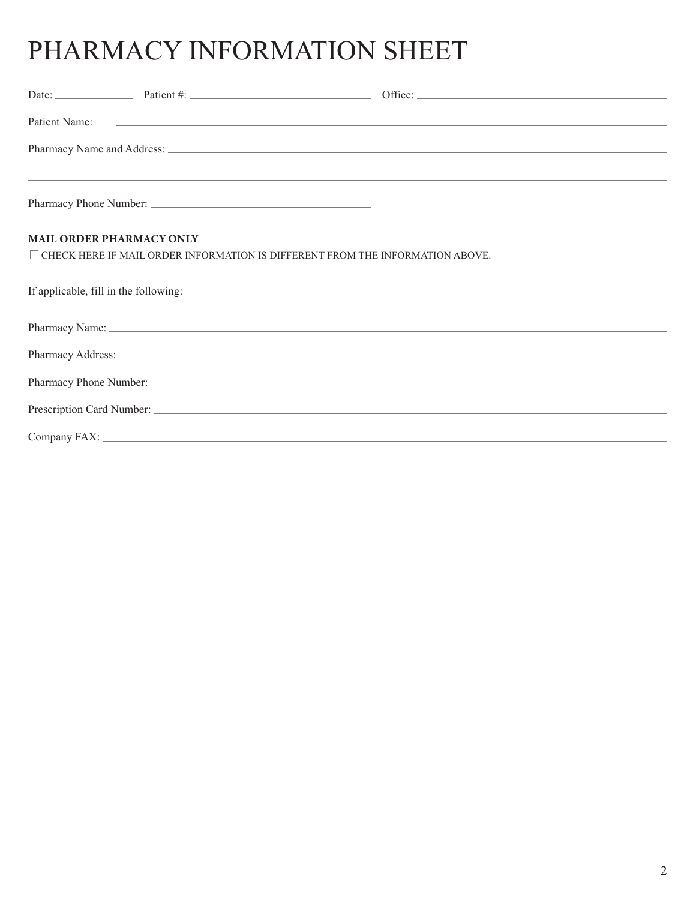# PHARMACY INFORMATION SHEET

Date: ______________ Patient #: ________________________________ Office: ________________________________________________

Patient Name: ________________________________________________________________________________________________

Pharmacy Name and Address: ____________________________________________________________________________________

________________________________________________________________________________________________________

Pharmacy Phone Number: ________________________________________

**MAIL ORDER PHARMACY ONLY**

☐ CHECK HERE IF MAIL ORDER INFORMATION IS DIFFERENT FROM THE INFORMATION ABOVE.

If applicable, fill in the following:

Pharmacy Name: ______________________________________________________________________________________________

Pharmacy Address: ____________________________________________________________________________________________

Pharmacy Phone Number: _______________________________________________________________________________________

Prescription Card Number: ______________________________________________________________________________________

Company FAX: _______________________________________________________________________________________________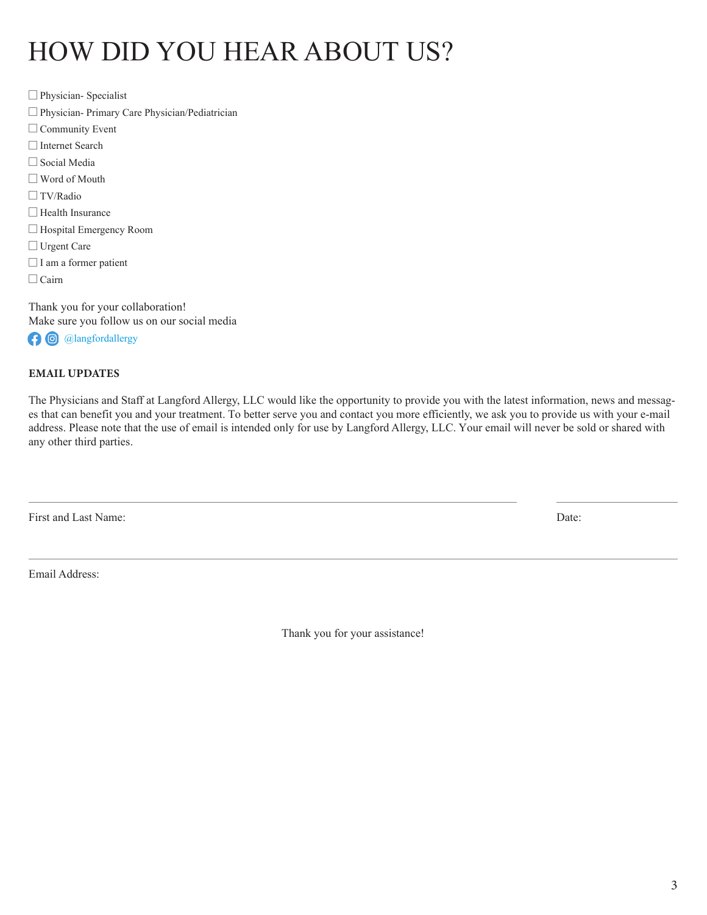# HOW DID YOU HEAR ABOUT US?

☐ Physician- Specialist
☐ Physician- Primary Care Physician/Pediatrician
☐ Community Event
☐ Internet Search
☐ Social Media
☐ Word of Mouth
☐ TV/Radio
☐ Health Insurance
☐ Hospital Emergency Room
☐ Urgent Care
☐ I am a former patient
☐ Cairn

Thank you for your collaboration!
Make sure you follow us on our social media
@langfordallergy

**EMAIL UPDATES**

The Physicians and Staff at Langford Allergy, LLC would like the opportunity to provide you with the latest information, news and messages that can benefit you and your treatment. To better serve you and contact you more efficiently, we ask you to provide us with your e-mail address. Please note that the use of email is intended only for use by Langford Allergy, LLC. Your email will never be sold or shared with any other third parties.

First and Last Name: ______________________________ Date: ______________

Email Address: ______________________________

Thank you for your assistance!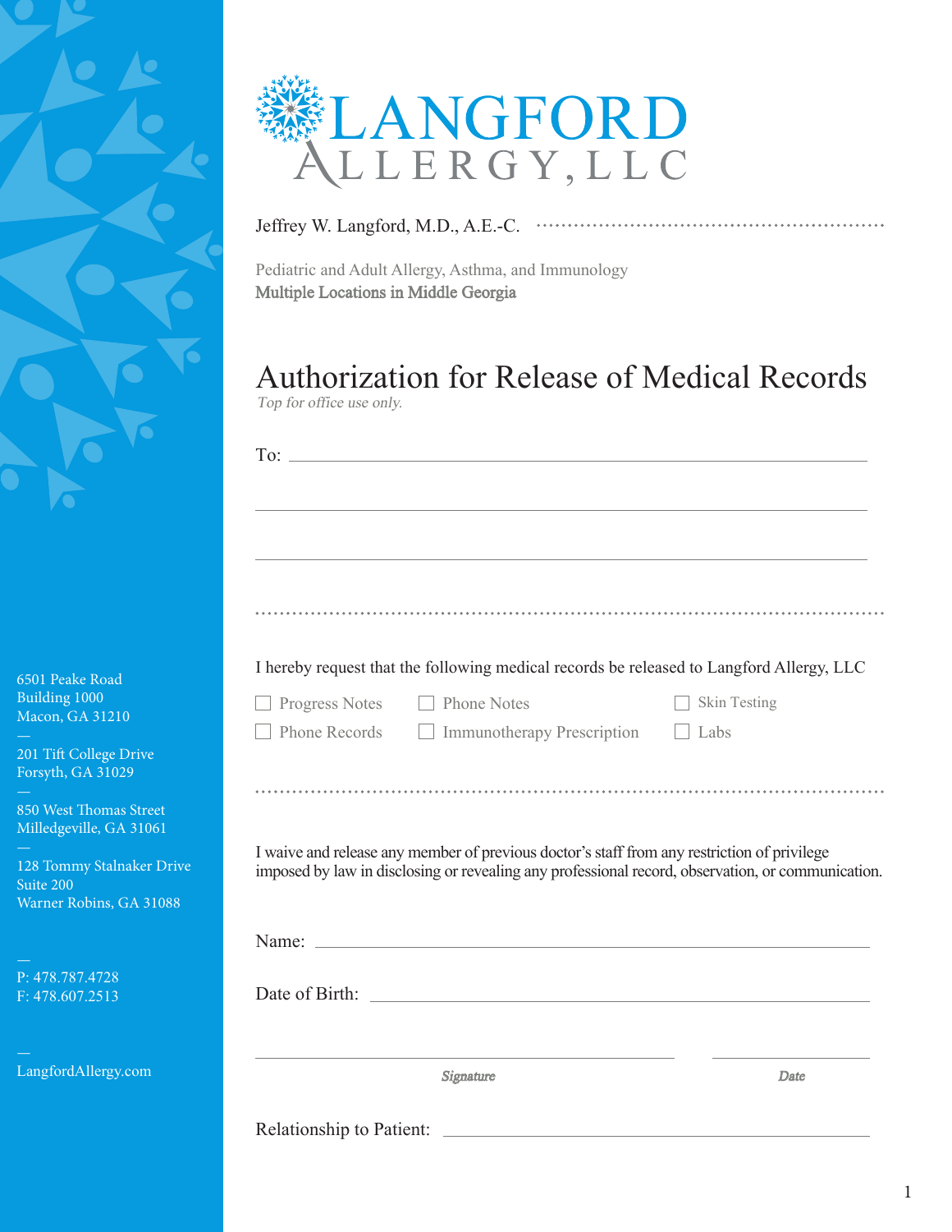# LANGFORD ALLERGY, LLC

Jeffrey W. Langford, M.D., A.E.-C.

Pediatric and Adult Allergy, Asthma, and Immunology
Multiple Locations in Middle Georgia

## Authorization for Release of Medical Records

*Top for office use only.*

To: ______________________________________________

______________________________________________

______________________________________________

I hereby request that the following medical records be released to Langford Allergy, LLC

- ☐ Progress Notes
- ☐ Phone Notes
- ☐ Skin Testing
- ☐ Phone Records
- ☐ Immunotherapy Prescription
- ☐ Labs

I waive and release any member of previous doctor's staff from any restriction of privilege imposed by law in disclosing or revealing any professional record, observation, or communication.

Name: ______________________________________________

Date of Birth: ______________________________________________

______________________________ ______________
*Signature* *Date*

Relationship to Patient: ______________________________________________

6501 Peake Road
Building 1000
Macon, GA 31210

201 Tift College Drive
Forsyth, GA 31029

850 West Thomas Street
Milledgeville, GA 31061

128 Tommy Stalnaker Drive
Suite 200
Warner Robins, GA 31088

P: 478.787.4728
F: 478.607.2513

LangfordAllergy.com